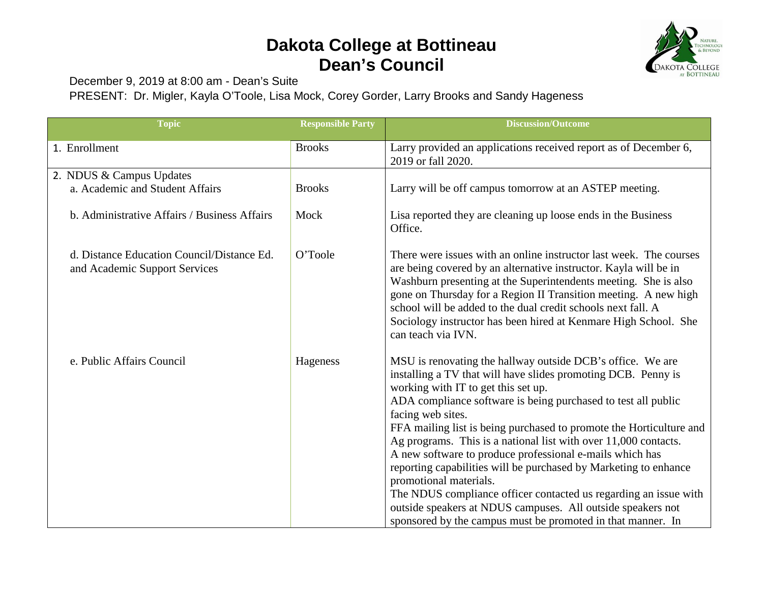# Dakota College at Bottineau
# Dean's Council

December 9, 2019 at 8:00 am - Dean's Suite
PRESENT: Dr. Migler, Kayla O'Toole, Lisa Mock, Corey Gorder, Larry Brooks and Sandy Hageness

| Topic | Responsible Party | Discussion/Outcome |
|---|---|---|
| 1. Enrollment | Brooks | Larry provided an applications received report as of December 6, 2019 or fall 2020. |
| 2. NDUS & Campus Updates<br>a. Academic and Student Affairs | Brooks | Larry will be off campus tomorrow at an ASTEP meeting. |
| b. Administrative Affairs / Business Affairs | Mock | Lisa reported they are cleaning up loose ends in the Business Office. |
| d. Distance Education Council/Distance Ed. and Academic Support Services | O'Toole | There were issues with an online instructor last week. The courses are being covered by an alternative instructor. Kayla will be in Washburn presenting at the Superintendents meeting. She is also gone on Thursday for a Region II Transition meeting. A new high school will be added to the dual credit schools next fall. A Sociology instructor has been hired at Kenmare High School. She can teach via IVN. |
| e. Public Affairs Council | Hageness | MSU is renovating the hallway outside DCB's office. We are installing a TV that will have slides promoting DCB. Penny is working with IT to get this set up.<br>ADA compliance software is being purchased to test all public facing web sites.<br>FFA mailing list is being purchased to promote the Horticulture and Ag programs. This is a national list with over 11,000 contacts.<br>A new software to produce professional e-mails which has reporting capabilities will be purchased by Marketing to enhance promotional materials.<br>The NDUS compliance officer contacted us regarding an issue with outside speakers at NDUS campuses. All outside speakers not sponsored by the campus must be promoted in that manner. In |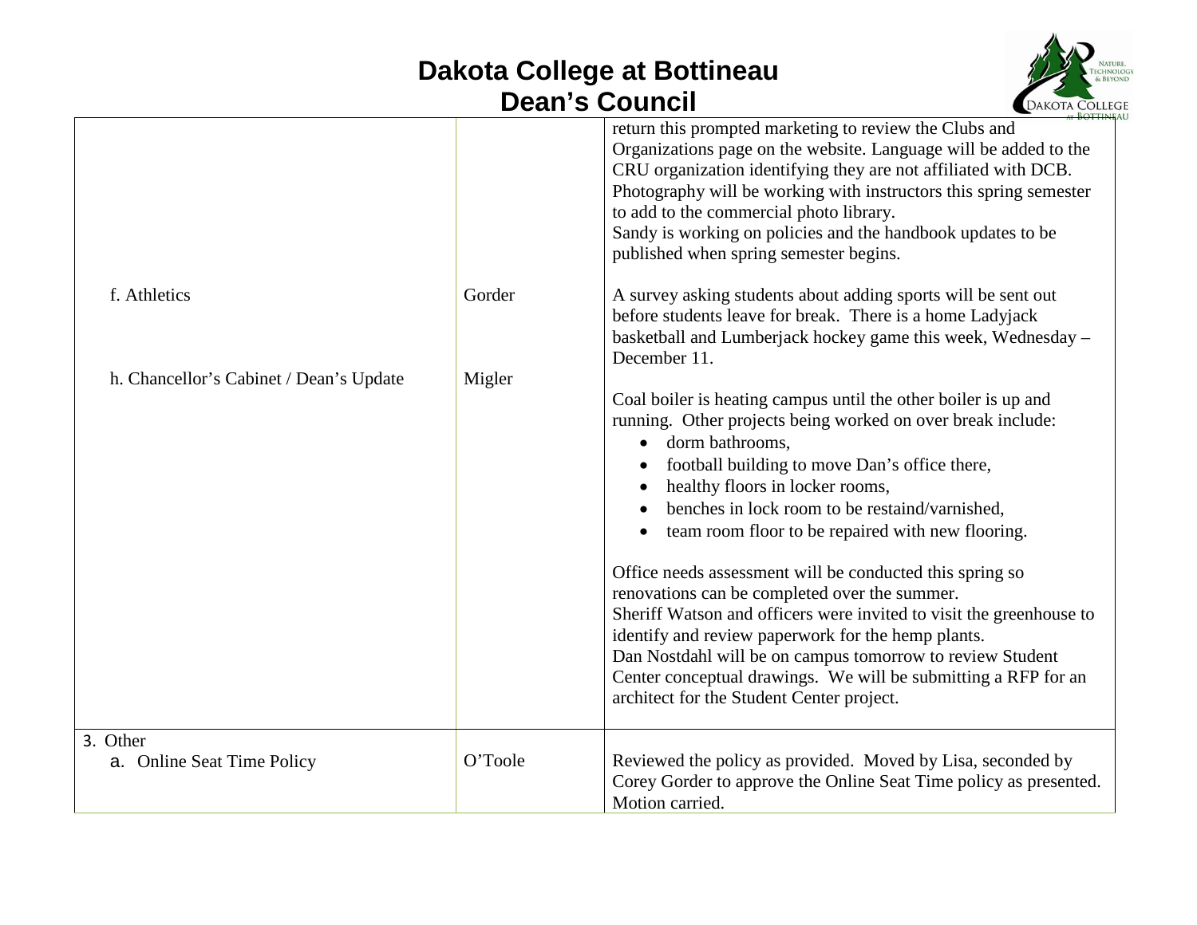# Dakota College at Bottineau
## Dean's Council

| | | |
|---|---|---|
| | | return this prompted marketing to review the Clubs and Organizations page on the website. Language will be added to the CRU organization identifying they are not affiliated with DCB. Photography will be working with instructors this spring semester to add to the commercial photo library. Sandy is working on policies and the handbook updates to be published when spring semester begins. |
| f. Athletics | Gorder | A survey asking students about adding sports will be sent out before students leave for break. There is a home Ladyjack basketball and Lumberjack hockey game this week, Wednesday – December 11. |
| h. Chancellor's Cabinet / Dean's Update | Migler | Coal boiler is heating campus until the other boiler is up and running. Other projects being worked on over break include:<br>• dorm bathrooms,<br>• football building to move Dan's office there,<br>• healthy floors in locker rooms,<br>• benches in lock room to be restaind/varnished,<br>• team room floor to be repaired with new flooring.<br><br>Office needs assessment will be conducted this spring so renovations can be completed over the summer. Sheriff Watson and officers were invited to visit the greenhouse to identify and review paperwork for the hemp plants. Dan Nostdahl will be on campus tomorrow to review Student Center conceptual drawings. We will be submitting a RFP for an architect for the Student Center project. |
| 3. Other<br>a. Online Seat Time Policy | O'Toole | Reviewed the policy as provided. Moved by Lisa, seconded by Corey Gorder to approve the Online Seat Time policy as presented. Motion carried. |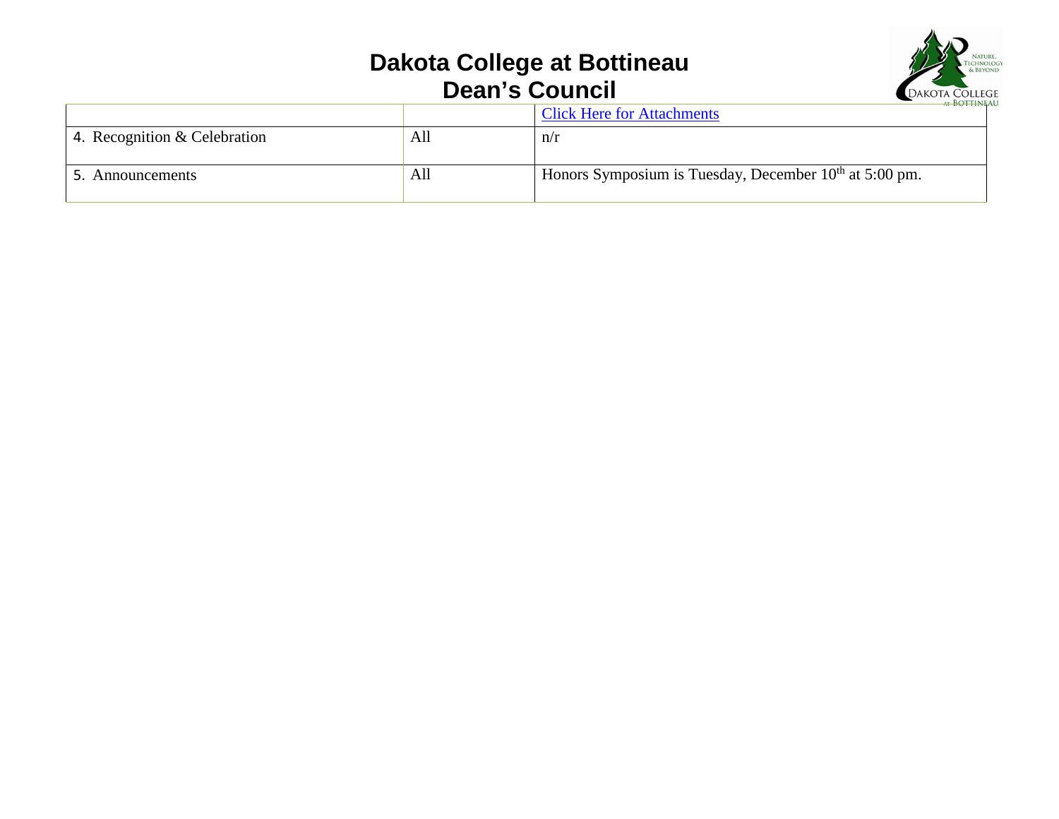# Dakota College at Bottineau
# Dean's Council

| | | |
|---|---|---|
| | | Click Here for Attachments |
| 4. Recognition & Celebration | All | n/r |
| 5. Announcements | All | Honors Symposium is Tuesday, December 10th at 5:00 pm. |